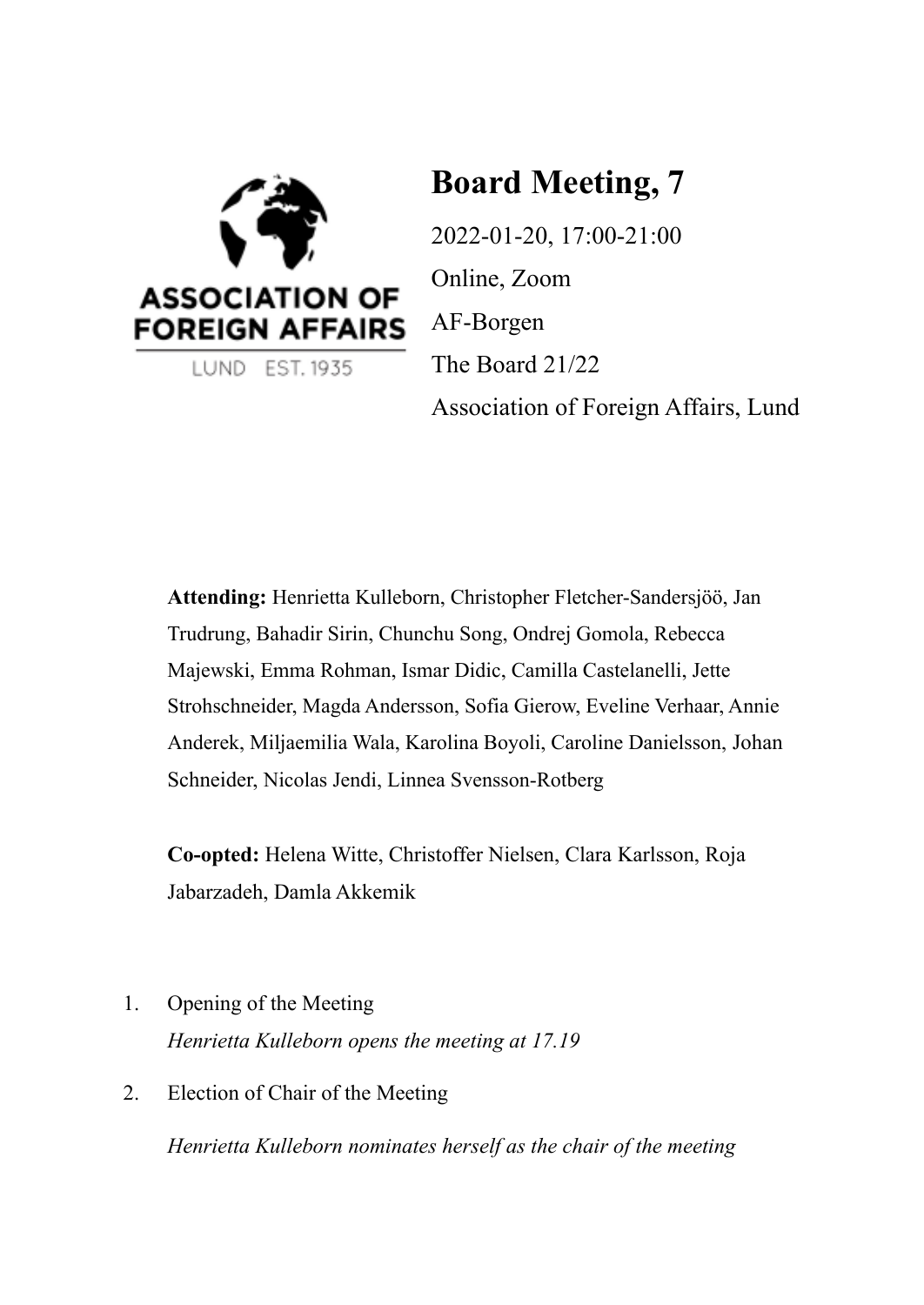# Board Meeting, 7

2022-01-20, 17:00-21:00

Online, Zoom

AF-Borgen

The Board 21/22

Association of Foreign Affairs, Lund

**Attending:** Henrietta Kulleborn, Christopher Fletcher-Sandersjöö, Jan Trudrung, Bahadir Sirin, Chunchu Song, Ondrej Gomola, Rebecca Majewski, Emma Rohman, Ismar Didic, Camilla Castelanelli, Jette Strohschneider, Magda Andersson, Sofia Gierow, Eveline Verhaar, Annie Anderek, Miljaemilia Wala, Karolina Boyoli, Caroline Danielsson, Johan Schneider, Nicolas Jendi, Linnea Svensson-Rotberg

**Co-opted:** Helena Witte, Christoffer Nielsen, Clara Karlsson, Roja Jabarzadeh, Damla Akkemik

1. Opening of the Meeting

   *Henrietta Kulleborn opens the meeting at 17.19*

2. Election of Chair of the Meeting

   *Henrietta Kulleborn nominates herself as the chair of the meeting*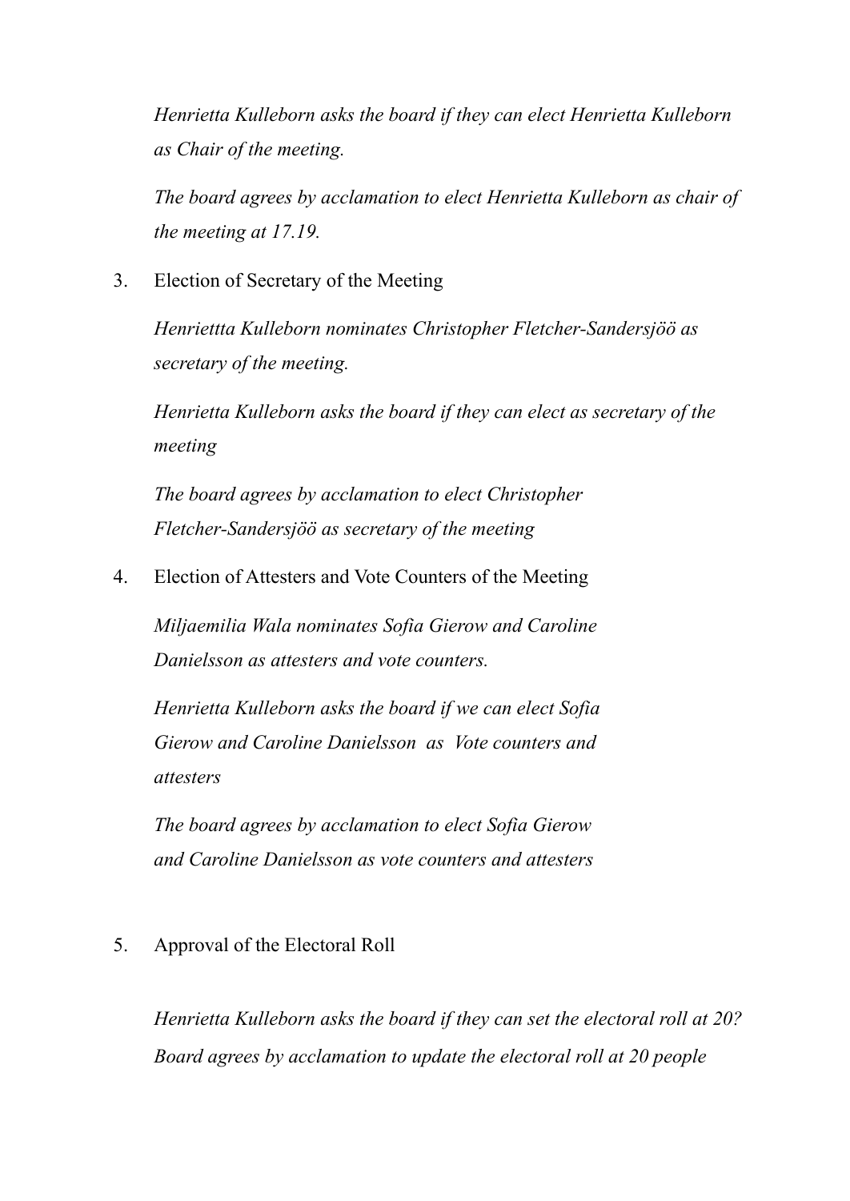*Henrietta Kulleborn asks the board if they can elect Henrietta Kulleborn as Chair of the meeting.*

*The board agrees by acclamation to elect Henrietta Kulleborn as chair of the meeting at 17.19.*

3. Election of Secretary of the Meeting

   *Henriettta Kulleborn nominates Christopher Fletcher-Sandersjöö as secretary of the meeting.*

   *Henrietta Kulleborn asks the board if they can elect as secretary of the meeting*

   *The board agrees by acclamation to elect Christopher Fletcher-Sandersjöö as secretary of the meeting*

4. Election of Attesters and Vote Counters of the Meeting

   *Miljaemilia Wala nominates Sofia Gierow and Caroline Danielsson as attesters and vote counters.*

   *Henrietta Kulleborn asks the board if we can elect Sofia Gierow and Caroline Danielsson as Vote counters and attesters*

   *The board agrees by acclamation to elect Sofia Gierow and Caroline Danielsson as vote counters and attesters*

5. Approval of the Electoral Roll

   *Henrietta Kulleborn asks the board if they can set the electoral roll at 20? Board agrees by acclamation to update the electoral roll at 20 people*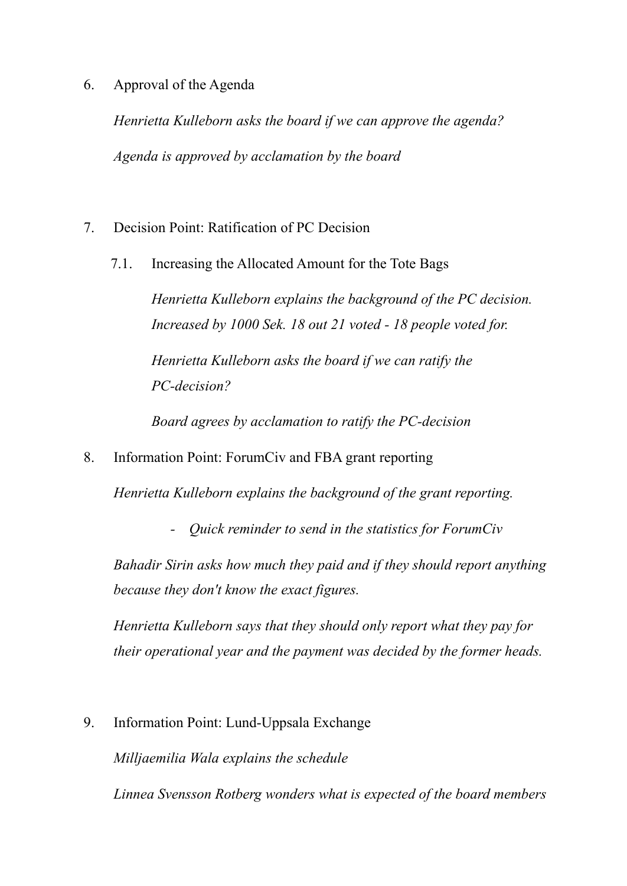6. Approval of the Agenda

   *Henrietta Kulleborn asks the board if we can approve the agenda?*

   *Agenda is approved by acclamation by the board*

7. Decision Point: Ratification of PC Decision

   7.1. Increasing the Allocated Amount for the Tote Bags

   *Henrietta Kulleborn explains the background of the PC decision. Increased by 1000 Sek. 18 out 21 voted - 18 people voted for.*

   *Henrietta Kulleborn asks the board if we can ratify the PC-decision?*

   *Board agrees by acclamation to ratify the PC-decision*

8. Information Point: ForumCiv and FBA grant reporting

   *Henrietta Kulleborn explains the background of the grant reporting.*

   - *Quick reminder to send in the statistics for ForumCiv*

   *Bahadir Sirin asks how much they paid and if they should report anything because they don't know the exact figures.*

   *Henrietta Kulleborn says that they should only report what they pay for their operational year and the payment was decided by the former heads.*

9. Information Point: Lund-Uppsala Exchange

   *Milljaemilia Wala explains the schedule*

   *Linnea Svensson Rotberg wonders what is expected of the board members*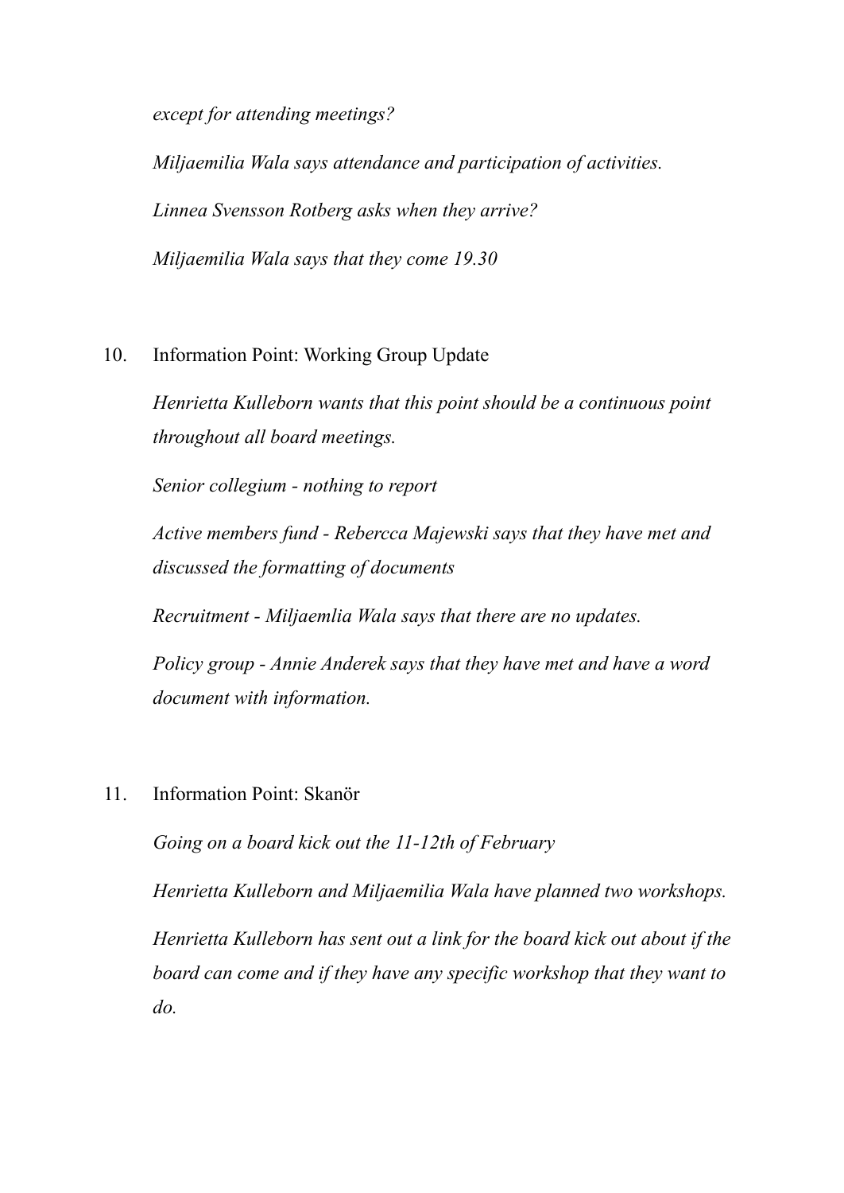*except for attending meetings?*

*Miljaemilia Wala says attendance and participation of activities.*

*Linnea Svensson Rotberg asks when they arrive?*

*Miljaemilia Wala says that they come 19.30*

10. Information Point: Working Group Update

    *Henrietta Kulleborn wants that this point should be a continuous point throughout all board meetings.*

    *Senior collegium - nothing to report*

    *Active members fund - Rebercca Majewski says that they have met and discussed the formatting of documents*

    *Recruitment - Miljaemlia Wala says that there are no updates.*

    *Policy group - Annie Anderek says that they have met and have a word document with information.*

11. Information Point: Skanör

    *Going on a board kick out the 11-12th of February*

    *Henrietta Kulleborn and Miljaemilia Wala have planned two workshops.*

    *Henrietta Kulleborn has sent out a link for the board kick out about if the board can come and if they have any specific workshop that they want to do.*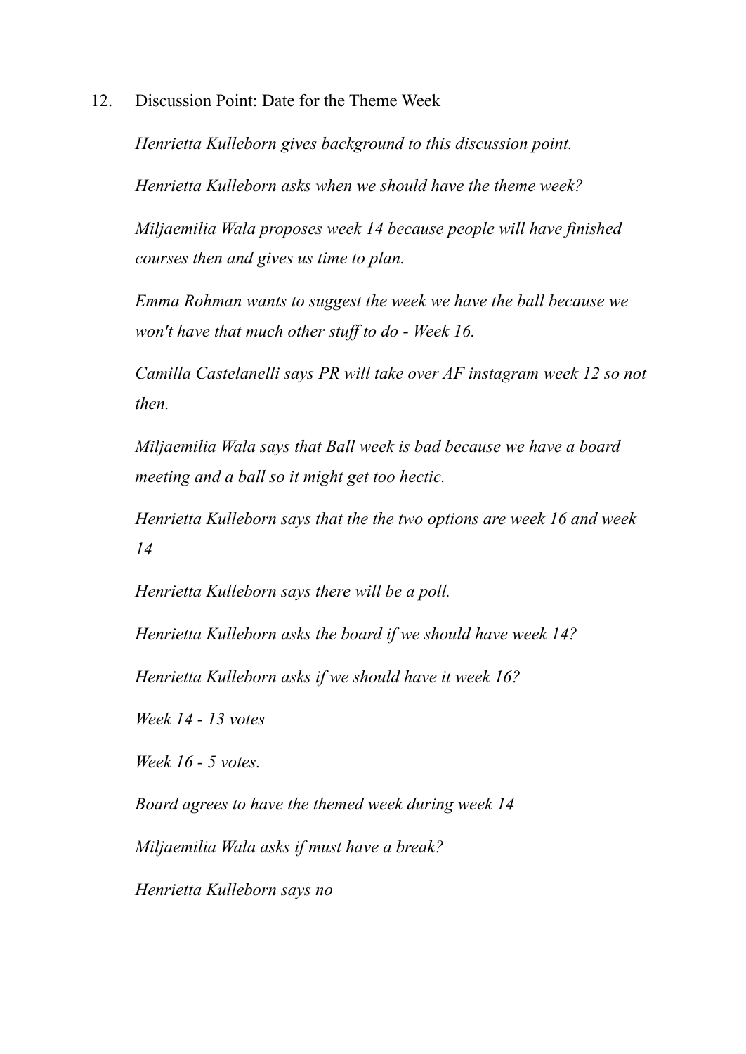12. Discussion Point: Date for the Theme Week

    *Henrietta Kulleborn gives background to this discussion point.*

    *Henrietta Kulleborn asks when we should have the theme week?*

    *Miljaemilia Wala proposes week 14 because people will have finished courses then and gives us time to plan.*

    *Emma Rohman wants to suggest the week we have the ball because we won't have that much other stuff to do - Week 16.*

    *Camilla Castelanelli says PR will take over AF instagram week 12 so not then.*

    *Miljaemilia Wala says that Ball week is bad because we have a board meeting and a ball so it might get too hectic.*

    *Henrietta Kulleborn says that the the two options are week 16 and week 14*

    *Henrietta Kulleborn says there will be a poll.*

    *Henrietta Kulleborn asks the board if we should have week 14?*

    *Henrietta Kulleborn asks if we should have it week 16?*

    *Week 14 - 13 votes*

    *Week 16 - 5 votes.*

    *Board agrees to have the themed week during week 14*

    *Miljaemilia Wala asks if must have a break?*

    *Henrietta Kulleborn says no*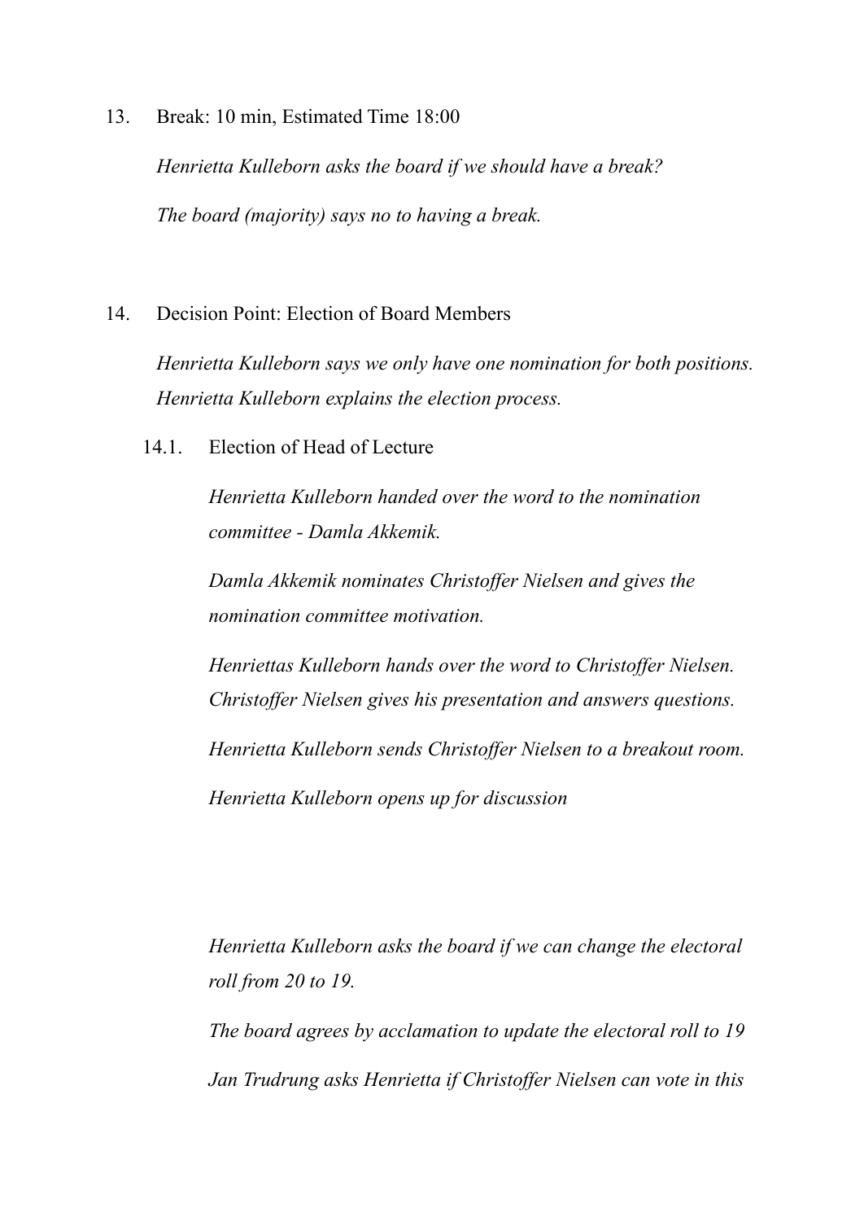13. Break: 10 min, Estimated Time 18:00

    *Henrietta Kulleborn asks the board if we should have a break?*

    *The board (majority) says no to having a break.*

14. Decision Point: Election of Board Members

    *Henrietta Kulleborn says we only have one nomination for both positions. Henrietta Kulleborn explains the election process.*

    14.1. Election of Head of Lecture

    *Henrietta Kulleborn handed over the word to the nomination committee - Damla Akkemik.*

    *Damla Akkemik nominates Christoffer Nielsen and gives the nomination committee motivation.*

    *Henriettas Kulleborn hands over the word to Christoffer Nielsen. Christoffer Nielsen gives his presentation and answers questions.*

    *Henrietta Kulleborn sends Christoffer Nielsen to a breakout room.*

    *Henrietta Kulleborn opens up for discussion*

    *Henrietta Kulleborn asks the board if we can change the electoral roll from 20 to 19.*

    *The board agrees by acclamation to update the electoral roll to 19*

    *Jan Trudrung asks Henrietta if Christoffer Nielsen can vote in this*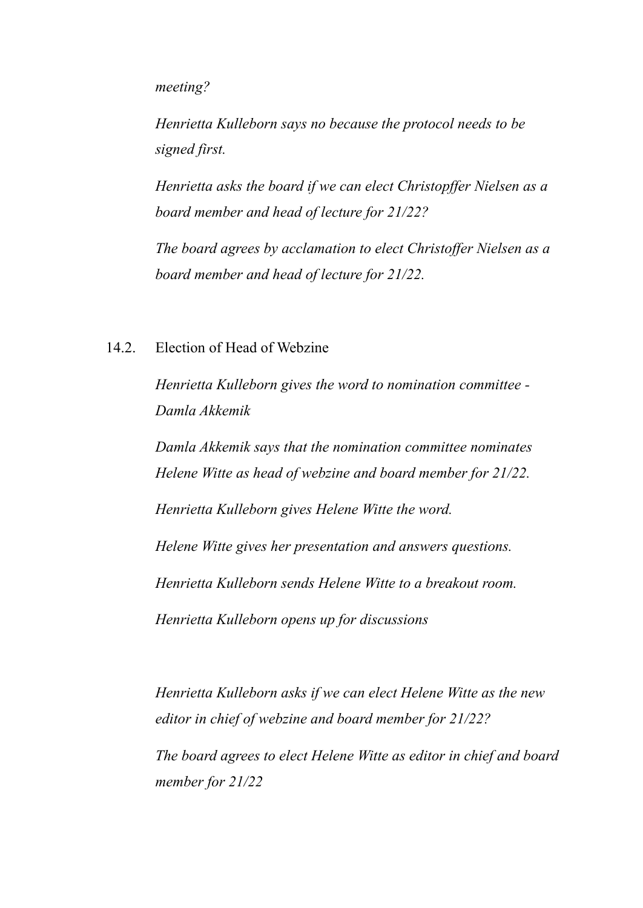*meeting?*

*Henrietta Kulleborn says no because the protocol needs to be signed first.*

*Henrietta asks the board if we can elect Christopffer Nielsen as a board member and head of lecture for 21/22?*

*The board agrees by acclamation to elect Christoffer Nielsen as a board member and head of lecture for 21/22.*

14.2. Election of Head of Webzine

*Henrietta Kulleborn gives the word to nomination committee - Damla Akkemik*

*Damla Akkemik says that the nomination committee nominates Helene Witte as head of webzine and board member for 21/22.*

*Henrietta Kulleborn gives Helene Witte the word.*

*Helene Witte gives her presentation and answers questions.*

*Henrietta Kulleborn sends Helene Witte to a breakout room.*

*Henrietta Kulleborn opens up for discussions*

*Henrietta Kulleborn asks if we can elect Helene Witte as the new editor in chief of webzine and board member for 21/22?*

*The board agrees to elect Helene Witte as editor in chief and board member for 21/22*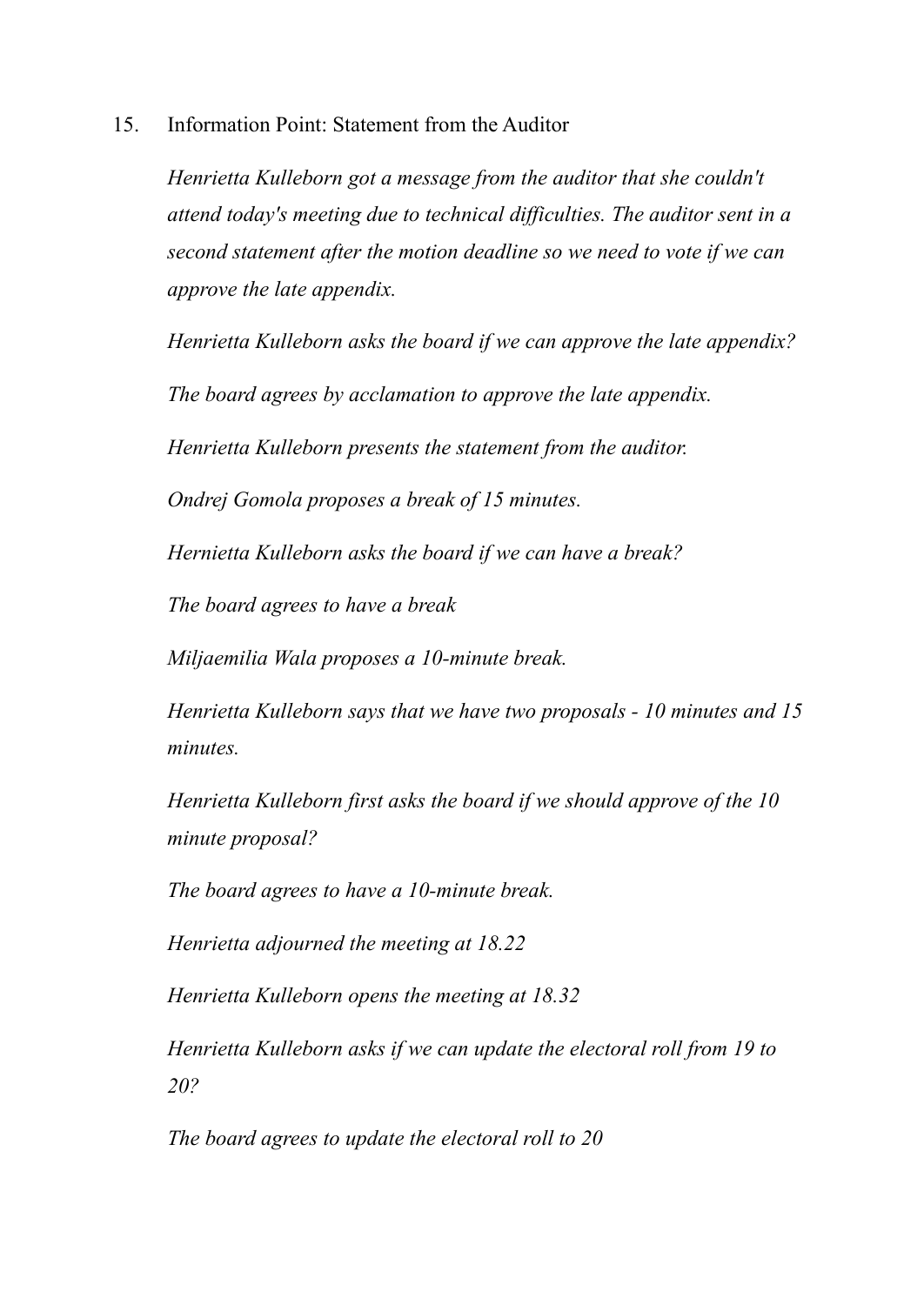15. Information Point: Statement from the Auditor

*Henrietta Kulleborn got a message from the auditor that she couldn't attend today's meeting due to technical difficulties. The auditor sent in a second statement after the motion deadline so we need to vote if we can approve the late appendix.*

*Henrietta Kulleborn asks the board if we can approve the late appendix?*

*The board agrees by acclamation to approve the late appendix.*

*Henrietta Kulleborn presents the statement from the auditor.*

*Ondrej Gomola proposes a break of 15 minutes.*

*Hernietta Kulleborn asks the board if we can have a break?*

*The board agrees to have a break*

*Miljaemilia Wala proposes a 10-minute break.*

*Henrietta Kulleborn says that we have two proposals - 10 minutes and 15 minutes.*

*Henrietta Kulleborn first asks the board if we should approve of the 10 minute proposal?*

*The board agrees to have a 10-minute break.*

*Henrietta adjourned the meeting at 18.22*

*Henrietta Kulleborn opens the meeting at 18.32*

*Henrietta Kulleborn asks if we can update the electoral roll from 19 to 20?*

*The board agrees to update the electoral roll to 20*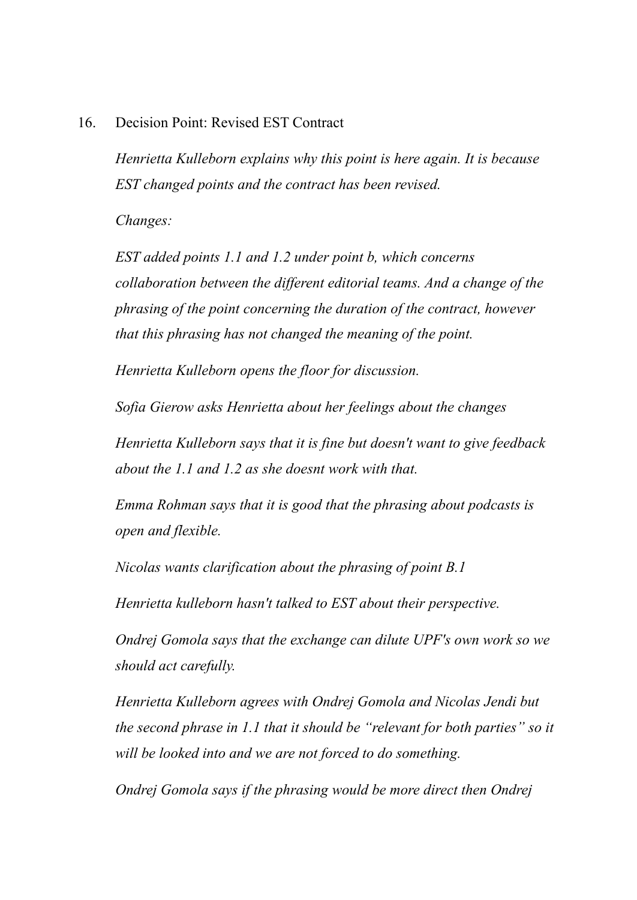16. Decision Point: Revised EST Contract

*Henrietta Kulleborn explains why this point is here again. It is because EST changed points and the contract has been revised.*

*Changes:*

*EST added points 1.1 and 1.2 under point b, which concerns collaboration between the different editorial teams. And a change of the phrasing of the point concerning the duration of the contract, however that this phrasing has not changed the meaning of the point.*

*Henrietta Kulleborn opens the floor for discussion.*

*Sofia Gierow asks Henrietta about her feelings about the changes*

*Henrietta Kulleborn says that it is fine but doesn't want to give feedback about the 1.1 and 1.2 as she doesnt work with that.*

*Emma Rohman says that it is good that the phrasing about podcasts is open and flexible.*

*Nicolas wants clarification about the phrasing of point B.1*

*Henrietta kulleborn hasn't talked to EST about their perspective.*

*Ondrej Gomola says that the exchange can dilute UPF's own work so we should act carefully.*

*Henrietta Kulleborn agrees with Ondrej Gomola and Nicolas Jendi but the second phrase in 1.1 that it should be "relevant for both parties" so it will be looked into and we are not forced to do something.*

*Ondrej Gomola says if the phrasing would be more direct then Ondrej*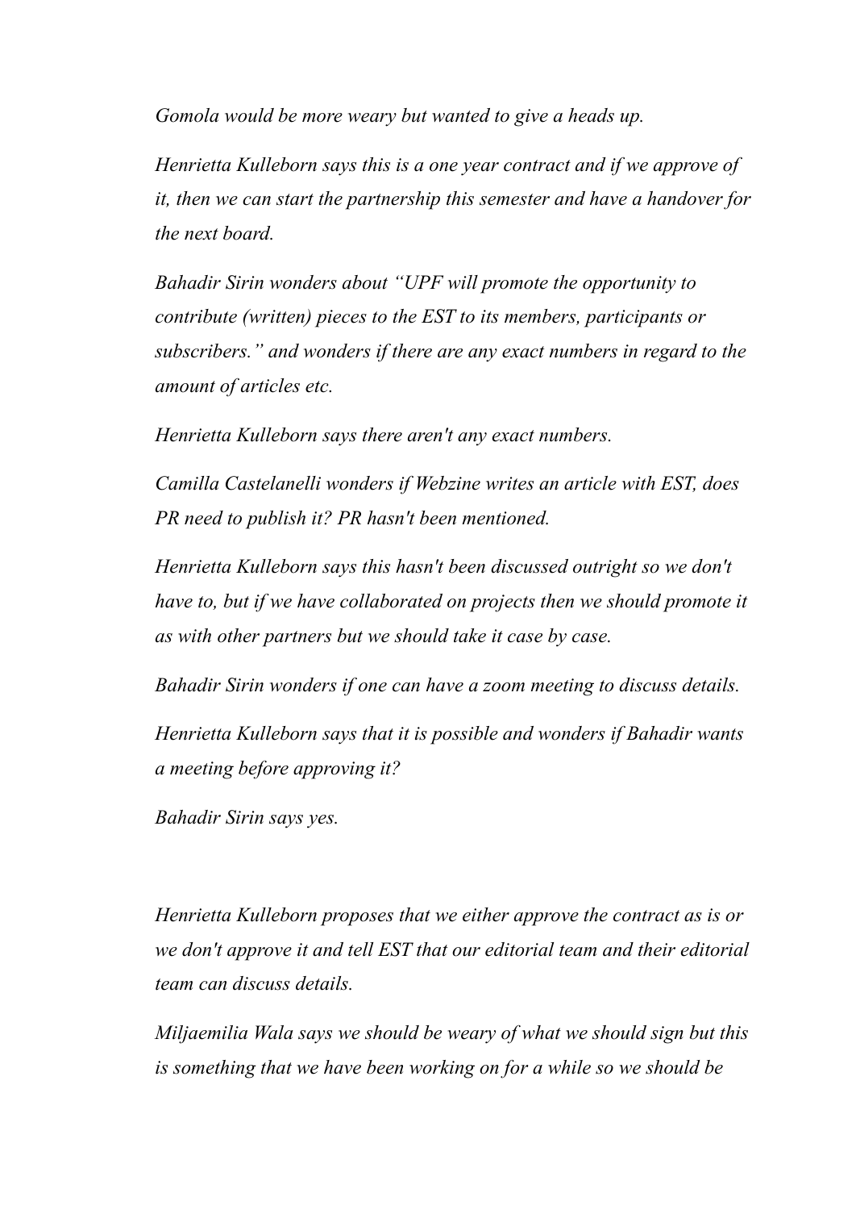*Gomola would be more weary but wanted to give a heads up.*

*Henrietta Kulleborn says this is a one year contract and if we approve of it, then we can start the partnership this semester and have a handover for the next board.*

*Bahadir Sirin wonders about "UPF will promote the opportunity to contribute (written) pieces to the EST to its members, participants or subscribers." and wonders if there are any exact numbers in regard to the amount of articles etc.*

*Henrietta Kulleborn says there aren't any exact numbers.*

*Camilla Castelanelli wonders if Webzine writes an article with EST, does PR need to publish it? PR hasn't been mentioned.*

*Henrietta Kulleborn says this hasn't been discussed outright so we don't have to, but if we have collaborated on projects then we should promote it as with other partners but we should take it case by case.*

*Bahadir Sirin wonders if one can have a zoom meeting to discuss details.*

*Henrietta Kulleborn says that it is possible and wonders if Bahadir wants a meeting before approving it?*

*Bahadir Sirin says yes.*

*Henrietta Kulleborn proposes that we either approve the contract as is or we don't approve it and tell EST that our editorial team and their editorial team can discuss details.*

*Miljaemilia Wala says we should be weary of what we should sign but this is something that we have been working on for a while so we should be*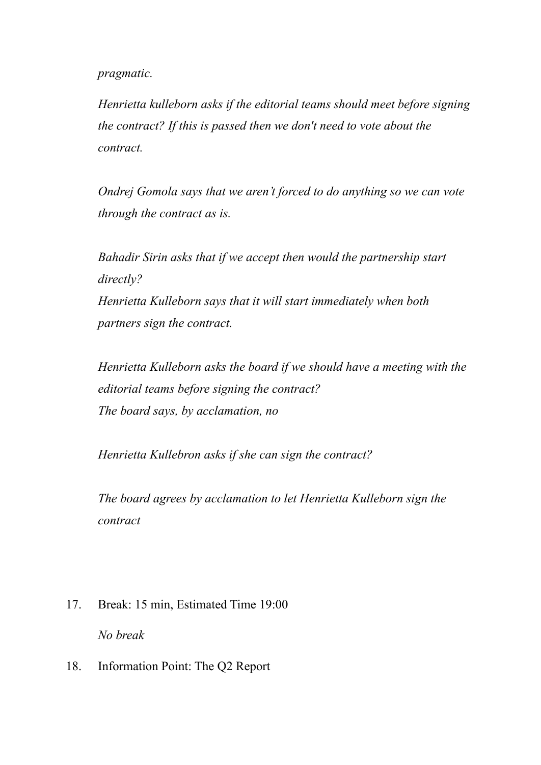*pragmatic.*

*Henrietta kulleborn asks if the editorial teams should meet before signing the contract? If this is passed then we don't need to vote about the contract.*

*Ondrej Gomola says that we aren't forced to do anything so we can vote through the contract as is.*

*Bahadir Sirin asks that if we accept then would the partnership start directly?*
*Henrietta Kulleborn says that it will start immediately when both partners sign the contract.*

*Henrietta Kulleborn asks the board if we should have a meeting with the editorial teams before signing the contract?*
*The board says, by acclamation, no*

*Henrietta Kullebron asks if she can sign the contract?*

*The board agrees by acclamation to let Henrietta Kulleborn sign the contract*

17. Break: 15 min, Estimated Time 19:00

    *No break*

18. Information Point: The Q2 Report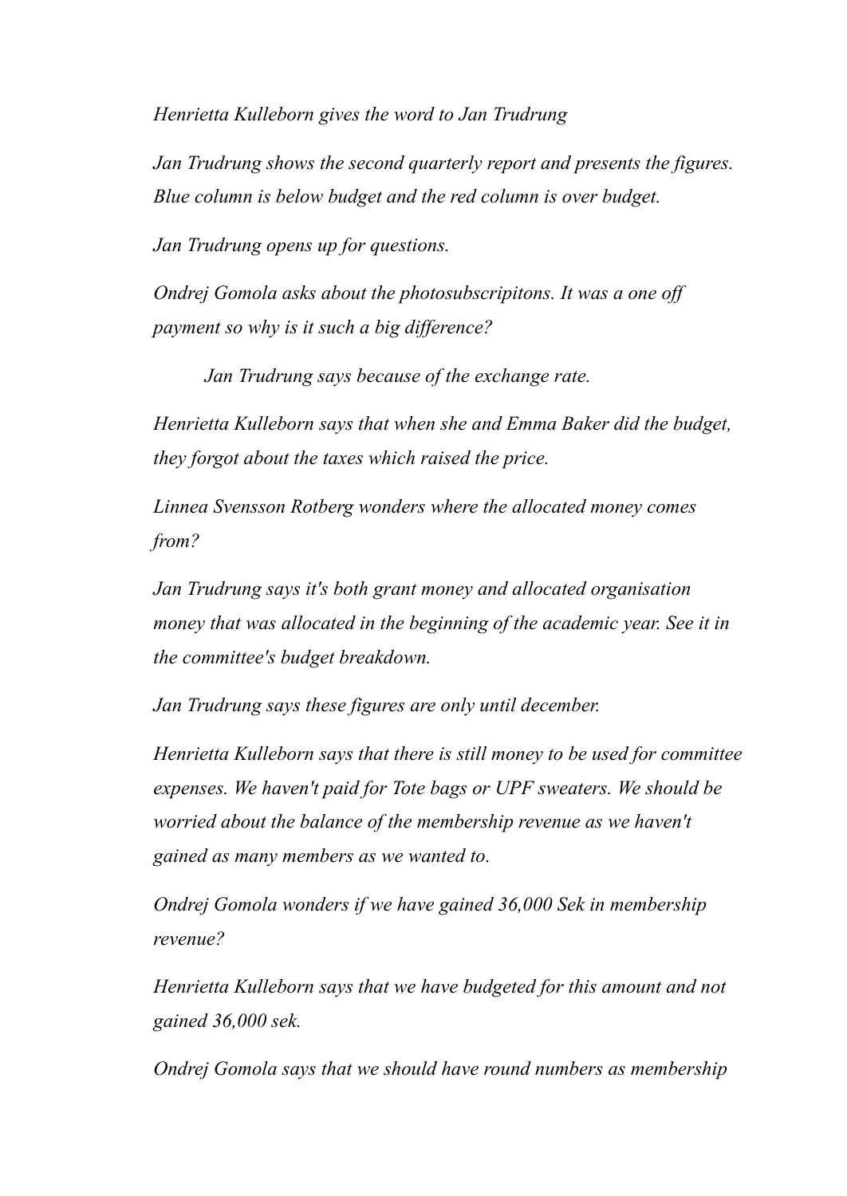*Henrietta Kulleborn gives the word to Jan Trudrung*

*Jan Trudrung shows the second quarterly report and presents the figures. Blue column is below budget and the red column is over budget.*

*Jan Trudrung opens up for questions.*

*Ondrej Gomola asks about the photosubscripitons. It was a one off payment so why is it such a big difference?*

*Jan Trudrung says because of the exchange rate.*

*Henrietta Kulleborn says that when she and Emma Baker did the budget, they forgot about the taxes which raised the price.*

*Linnea Svensson Rotberg wonders where the allocated money comes from?*

*Jan Trudrung says it's both grant money and allocated organisation money that was allocated in the beginning of the academic year. See it in the committee's budget breakdown.*

*Jan Trudrung says these figures are only until december.*

*Henrietta Kulleborn says that there is still money to be used for committee expenses. We haven't paid for Tote bags or UPF sweaters. We should be worried about the balance of the membership revenue as we haven't gained as many members as we wanted to.*

*Ondrej Gomola wonders if we have gained 36,000 Sek in membership revenue?*

*Henrietta Kulleborn says that we have budgeted for this amount and not gained 36,000 sek.*

*Ondrej Gomola says that we should have round numbers as membership*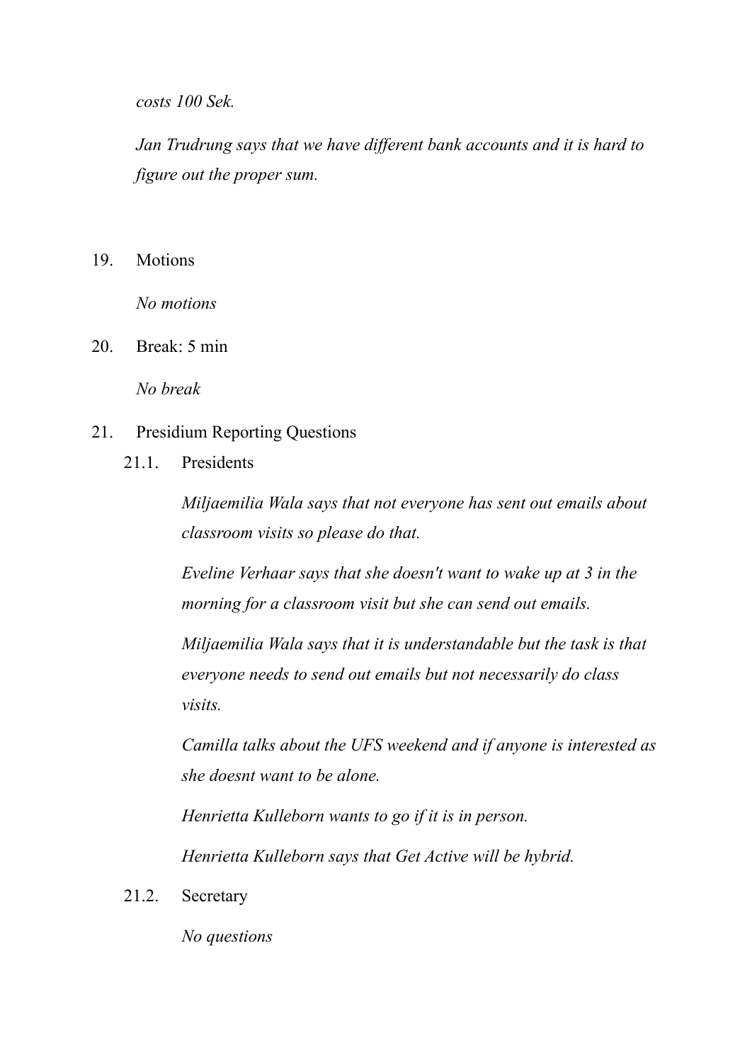*costs 100 Sek.*

*Jan Trudrung says that we have different bank accounts and it is hard to figure out the proper sum.*

19. Motions

    *No motions*

20. Break: 5 min

    *No break*

21. Presidium Reporting Questions

    21.1. Presidents

    *Miljaemilia Wala says that not everyone has sent out emails about classroom visits so please do that.*

    *Eveline Verhaar says that she doesn't want to wake up at 3 in the morning for a classroom visit but she can send out emails.*

    *Miljaemilia Wala says that it is understandable but the task is that everyone needs to send out emails but not necessarily do class visits.*

    *Camilla talks about the UFS weekend and if anyone is interested as she doesnt want to be alone.*

    *Henrietta Kulleborn wants to go if it is in person.*

    *Henrietta Kulleborn says that Get Active will be hybrid.*

    21.2. Secretary

    *No questions*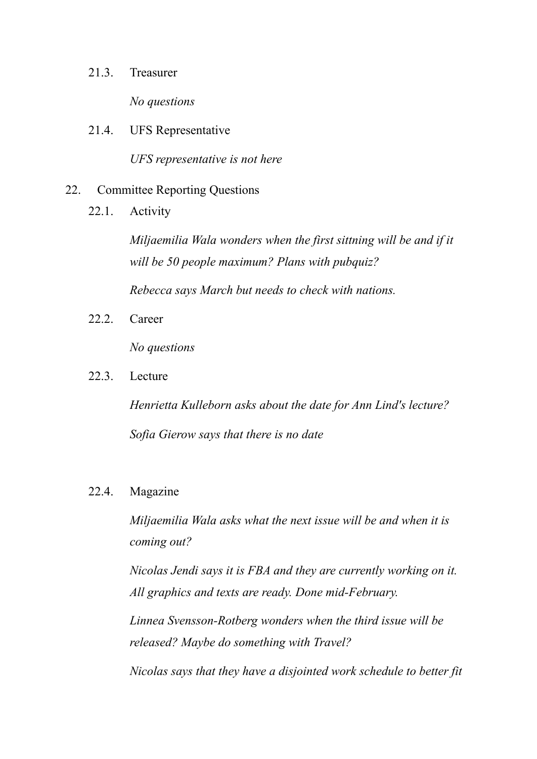21.3. Treasurer

*No questions*

21.4. UFS Representative

*UFS representative is not here*

22. Committee Reporting Questions

22.1. Activity

*Miljaemilia Wala wonders when the first sittning will be and if it will be 50 people maximum? Plans with pubquiz?*

*Rebecca says March but needs to check with nations.*

22.2. Career

*No questions*

22.3. Lecture

*Henrietta Kulleborn asks about the date for Ann Lind's lecture?*

*Sofia Gierow says that there is no date*

22.4. Magazine

*Miljaemilia Wala asks what the next issue will be and when it is coming out?*

*Nicolas Jendi says it is FBA and they are currently working on it. All graphics and texts are ready. Done mid-February.*

*Linnea Svensson-Rotberg wonders when the third issue will be released? Maybe do something with Travel?*

*Nicolas says that they have a disjointed work schedule to better fit*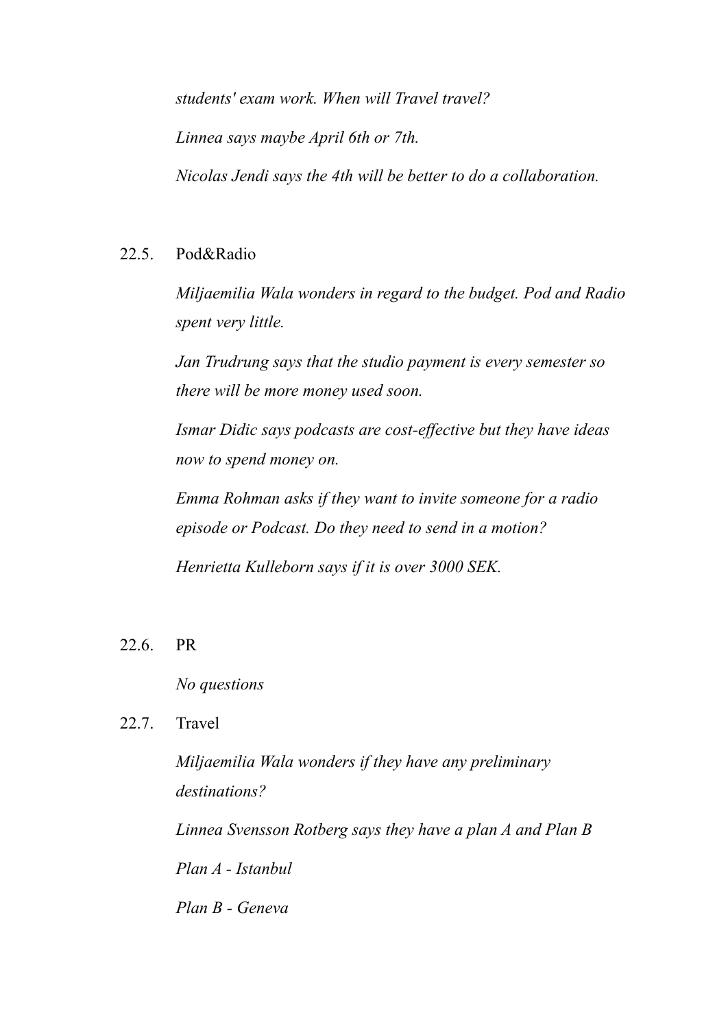*students' exam work. When will Travel travel?*

*Linnea says maybe April 6th or 7th.*

*Nicolas Jendi says the 4th will be better to do a collaboration.*

22.5. Pod&Radio

*Miljaemilia Wala wonders in regard to the budget. Pod and Radio spent very little.*

*Jan Trudrung says that the studio payment is every semester so there will be more money used soon.*

*Ismar Didic says podcasts are cost-effective but they have ideas now to spend money on.*

*Emma Rohman asks if they want to invite someone for a radio episode or Podcast. Do they need to send in a motion?*

*Henrietta Kulleborn says if it is over 3000 SEK.*

22.6. PR

*No questions*

22.7. Travel

*Miljaemilia Wala wonders if they have any preliminary destinations?*

*Linnea Svensson Rotberg says they have a plan A and Plan B*

*Plan A - Istanbul*

*Plan B - Geneva*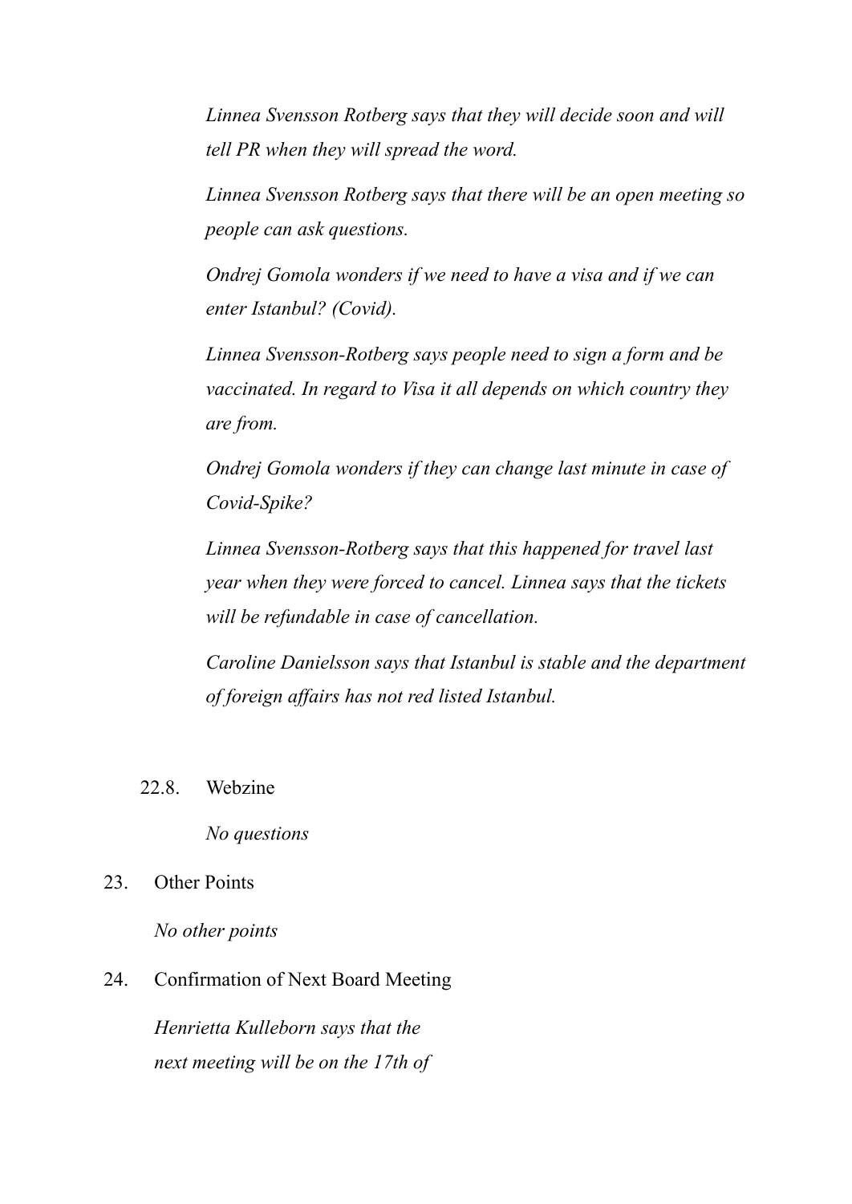*Linnea Svensson Rotberg says that they will decide soon and will tell PR when they will spread the word.*

*Linnea Svensson Rotberg says that there will be an open meeting so people can ask questions.*

*Ondrej Gomola wonders if we need to have a visa and if we can enter Istanbul? (Covid).*

*Linnea Svensson-Rotberg says people need to sign a form and be vaccinated. In regard to Visa it all depends on which country they are from.*

*Ondrej Gomola wonders if they can change last minute in case of Covid-Spike?*

*Linnea Svensson-Rotberg says that this happened for travel last year when they were forced to cancel. Linnea says that the tickets will be refundable in case of cancellation.*

*Caroline Danielsson says that Istanbul is stable and the department of foreign affairs has not red listed Istanbul.*

22.8. Webzine

*No questions*

23. Other Points

*No other points*

24. Confirmation of Next Board Meeting

*Henrietta Kulleborn says that the next meeting will be on the 17th of*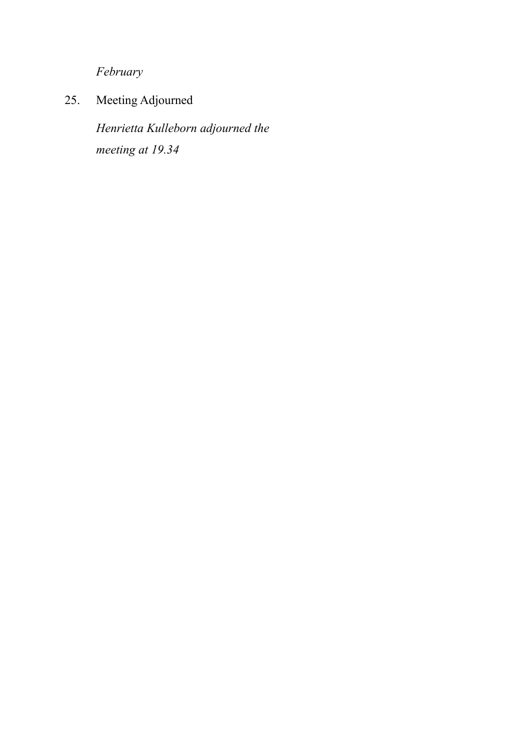*February*

25. Meeting Adjourned

    *Henrietta Kulleborn adjourned the meeting at 19.34*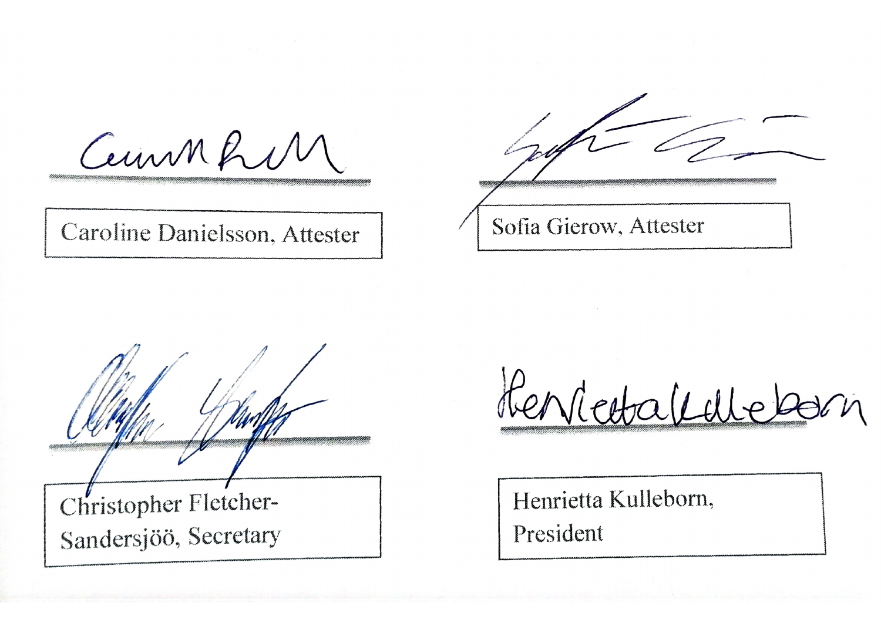Caroline Danielsson, Attester

Sofia Gierow, Attester

Christopher Fletcher-Sandersjöö, Secretary

Henrietta Kulleborn, President